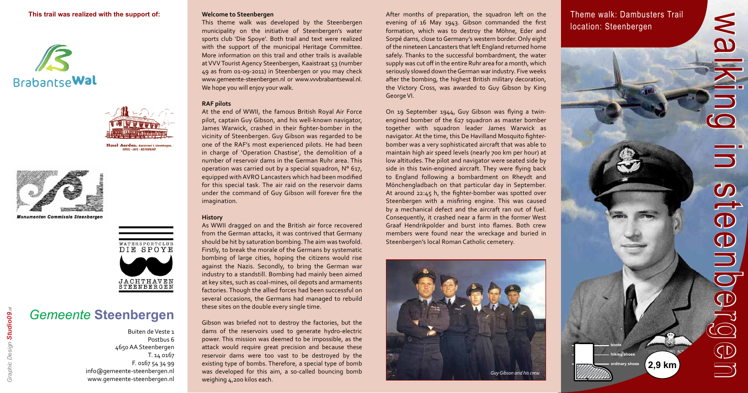**This trail was realized with the support of:**

BrabantseWal

Hotel Aarden. Kaaistraat 1, Steenbergen. HOTEL - CAFE - RESTAURANT

Monumenten Commissie Steenbergen

WATERSPORTCLUB DIE SPOYE

JACHTHAVEN STEENBERGEN

# *Gemeente* Steenbergen

Buiten de Veste 1
Postbus 6
4650 AA Steenbergen
T. 14 0167
F. 0167 54 34 99
info@gemeente-steenbergen.nl
www.gemeente-steenbergen.nl

*Graphic Design Studio09.nl*

### Welcome to Steenbergen

This theme walk was developed by the Steenbergen municipality on the initiative of Steenbergen's water sports club 'Die Spoye'. Both trail and text were realized with the support of the municipal Heritage Committee. More information on this trail and other trails is available at VVV Tourist Agency Steenbergen, Kaaistraat 53 (number 49 as from 01-09-2011) in Steenbergen or you may check www.gemeente-steenbergen.nl or www.vvvbrabantsewal.nl. We hope you will enjoy your walk.

### RAF pilots

At the end of WWII, the famous British Royal Air Force pilot, captain Guy Gibson, and his well-known navigator, James Warwick, crashed in their fighter-bomber in the vicinity of Steenbergen. Guy Gibson was regarded to be one of the RAF's most experienced pilots. He had been in charge of 'Operation Chastise', the demolition of a number of reservoir dams in the German Ruhr area. This operation was carried out by a special squadron, N° 617, equipped with AVRO Lancasters which had been modified for this special task. The air raid on the reservoir dams under the command of Guy Gibson will forever fire the imagination.

### History

As WWII dragged on and the British air force recovered from the German attacks, it was contrived that Germany should be hit by saturation bombing. The aim was twofold. Firstly, to break the morale of the Germans by systematic bombing of large cities, hoping the citizens would rise against the Nazis. Secondly, to bring the German war industry to a standstill. Bombing had mainly been aimed at key sites, such as coal-mines, oil depots and armaments factories. Though the allied forces had been successful on several occasions, the Germans had managed to rebuild these sites on the double every single time.

Gibson was briefed not to destroy the factories, but the dams of the reservoirs used to generate hydro-electric power. This mission was deemed to be impossible, as the attack would require great precision and because these reservoir dams were too vast to be destroyed by the existing type of bombs. Therefore, a special type of bomb was developed for this aim, a so-called bouncing bomb weighing 4,200 kilos each.

After months of preparation, the squadron left on the evening of 16 May 1943. Gibson commanded the first formation, which was to destroy the Möhne, Eder and Sorpé dams, close to Germany's western border. Only eight of the nineteen Lancasters that left England returned home safely. Thanks to the successful bombardment, the water supply was cut off in the entire Ruhr area for a month, which seriously slowed down the German war industry. Five weeks after the bombing, the highest British military decoration, the Victory Cross, was awarded to Guy Gibson by King George VI.

On 19 September 1944, Guy Gibson was flying a twin-engined bomber of the 627 squadron as master bomber together with squadron leader James Warwick as navigator. At the time, this De Havilland Mosquito fighter-bomber was a very sophisticated aircraft that was able to maintain high air speed levels (nearly 700 km per hour) at low altitudes. The pilot and navigator were seated side by side in this twin-engined aircraft. They were flying back to England following a bombardment on Rheydt and Mönchengladbach on that particular day in September. At around 22:45 h, the fighter-bomber was spotted over Steenbergen with a misfiring engine. This was caused by a mechanical defect and the aircraft ran out of fuel. Consequently, it crashed near a farm in the former West Graaf Hendrikpolder and burst into flames. Both crew members were found near the wreckage and buried in Steenbergen's local Roman Catholic cemetery.

*Guy Gibson and his crew*

# Theme walk: Dambusters Trail
location: Steenbergen

walking in steenbergen

boots
hiking shoes
ordinary shoes

2,9 km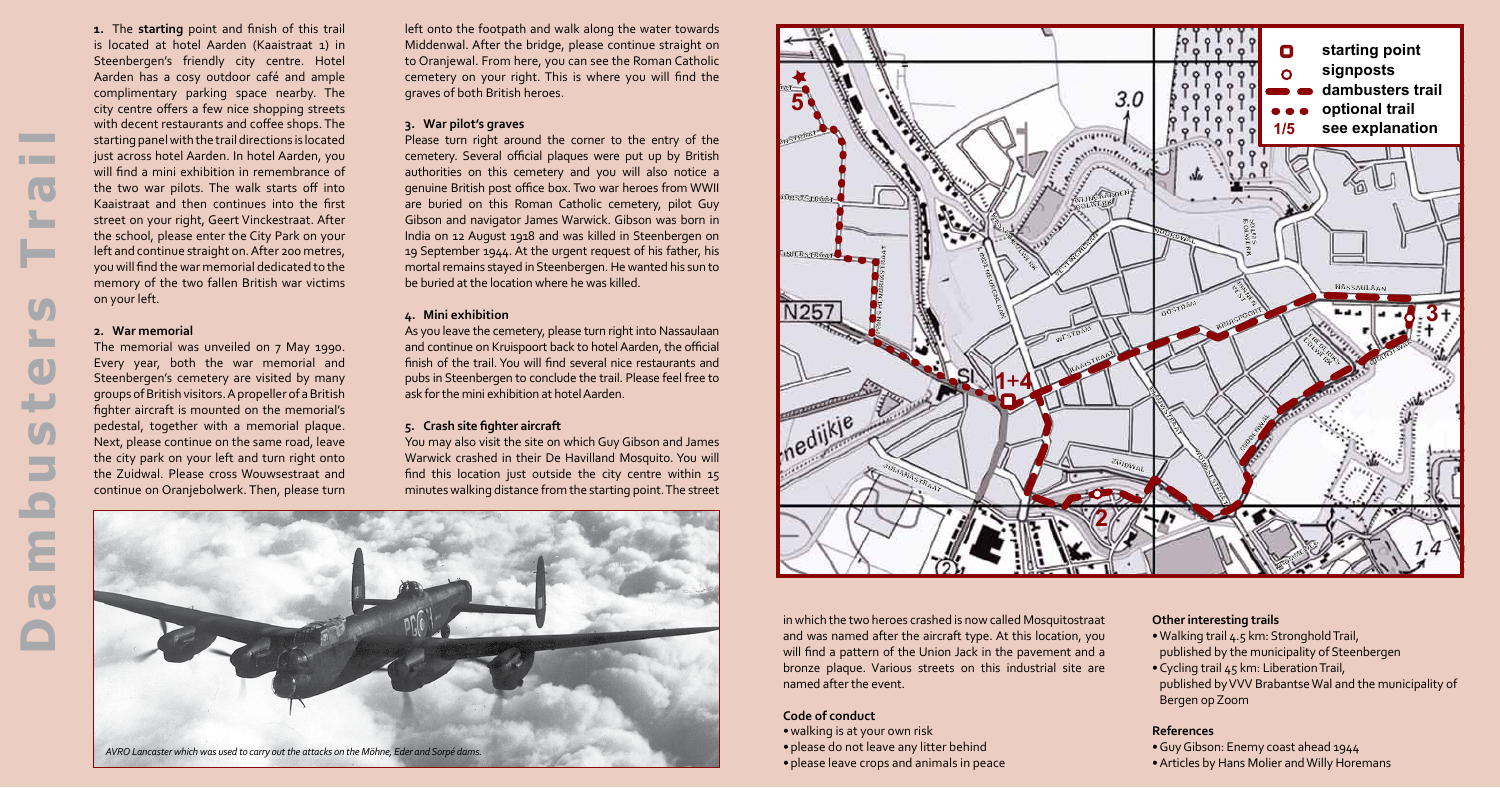# Dambusters Trail

**1.** The **starting** point and finish of this trail is located at hotel Aarden (Kaaistraat 1) in Steenbergen's friendly city centre. Hotel Aarden has a cosy outdoor café and ample complimentary parking space nearby. The city centre offers a few nice shopping streets with decent restaurants and coffee shops. The starting panel with the trail directions is located just across hotel Aarden. In hotel Aarden, you will find a mini exhibition in remembrance of the two war pilots. The walk starts off into Kaaistraat and then continues into the first street on your right, Geert Vinckestraat. After the school, please enter the City Park on your left and continue straight on. After 200 metres, you will find the war memorial dedicated to the memory of the two fallen British war victims on your left.

### 2. War memorial

The memorial was unveiled on 7 May 1990. Every year, both the war memorial and Steenbergen's cemetery are visited by many groups of British visitors. A propeller of a British fighter aircraft is mounted on the memorial's pedestal, together with a memorial plaque. Next, please continue on the same road, leave the city park on your left and turn right onto the Zuidwal. Please cross Wouwsestraat and continue on Oranjebolwerk. Then, please turn left onto the footpath and walk along the water towards Middenwal. After the bridge, please continue straight on to Oranjewal. From here, you can see the Roman Catholic cemetery on your right. This is where you will find the graves of both British heroes.

### 3. War pilot's graves

Please turn right around the corner to the entry of the cemetery. Several official plaques were put up by British authorities on this cemetery and you will also notice a genuine British post office box. Two war heroes from WWII are buried on this Roman Catholic cemetery, pilot Guy Gibson and navigator James Warwick. Gibson was born in India on 12 August 1918 and was killed in Steenbergen on 19 September 1944. At the urgent request of his father, his mortal remains stayed in Steenbergen. He wanted his sun to be buried at the location where he was killed.

### 4. Mini exhibition

As you leave the cemetery, please turn right into Nassaulaan and continue on Kruispoort back to hotel Aarden, the official finish of the trail. You will find several nice restaurants and pubs in Steenbergen to conclude the trail. Please feel free to ask for the mini exhibition at hotel Aarden.

### 5. Crash site fighter aircraft

You may also visit the site on which Guy Gibson and James Warwick crashed in their De Havilland Mosquito. You will find this location just outside the city centre within 15 minutes walking distance from the starting point. The street in which the two heroes crashed is now called Mosquitostraat and was named after the aircraft type. At this location, you will find a pattern of the Union Jack in the pavement and a bronze plaque. Various streets on this industrial site are named after the event.

*AVRO Lancaster which was used to carry out the attacks on the Möhne, Eder and Sorpé dams.*

starting point
signposts
dambusters trail
optional trail
1/5 see explanation

### Code of conduct

- walking is at your own risk
- please do not leave any litter behind
- please leave crops and animals in peace

### Other interesting trails

- Walking trail 4.5 km: Stronghold Trail, published by the municipality of Steenbergen
- Cycling trail 45 km: Liberation Trail, published by VVV Brabantse Wal and the municipality of Bergen op Zoom

### References

- Guy Gibson: Enemy coast ahead 1944
- Articles by Hans Molier and Willy Horemans